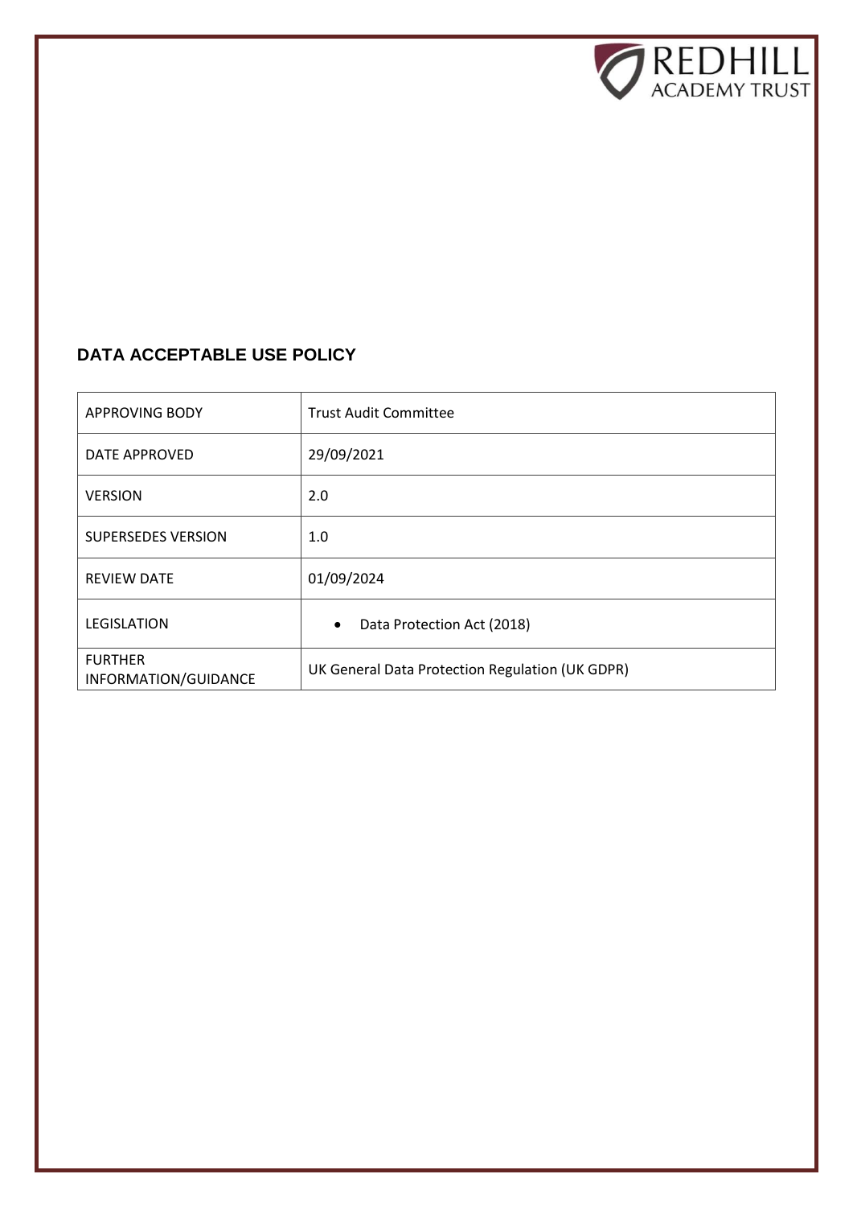REDHILL ACADEMY TRUST

## DATA ACCEPTABLE USE POLICY

| | |
|---|---|
| APPROVING BODY | Trust Audit Committee |
| DATE APPROVED | 29/09/2021 |
| VERSION | 2.0 |
| SUPERSEDES VERSION | 1.0 |
| REVIEW DATE | 01/09/2024 |
| LEGISLATION | • Data Protection Act (2018) |
| FURTHER INFORMATION/GUIDANCE | UK General Data Protection Regulation (UK GDPR) |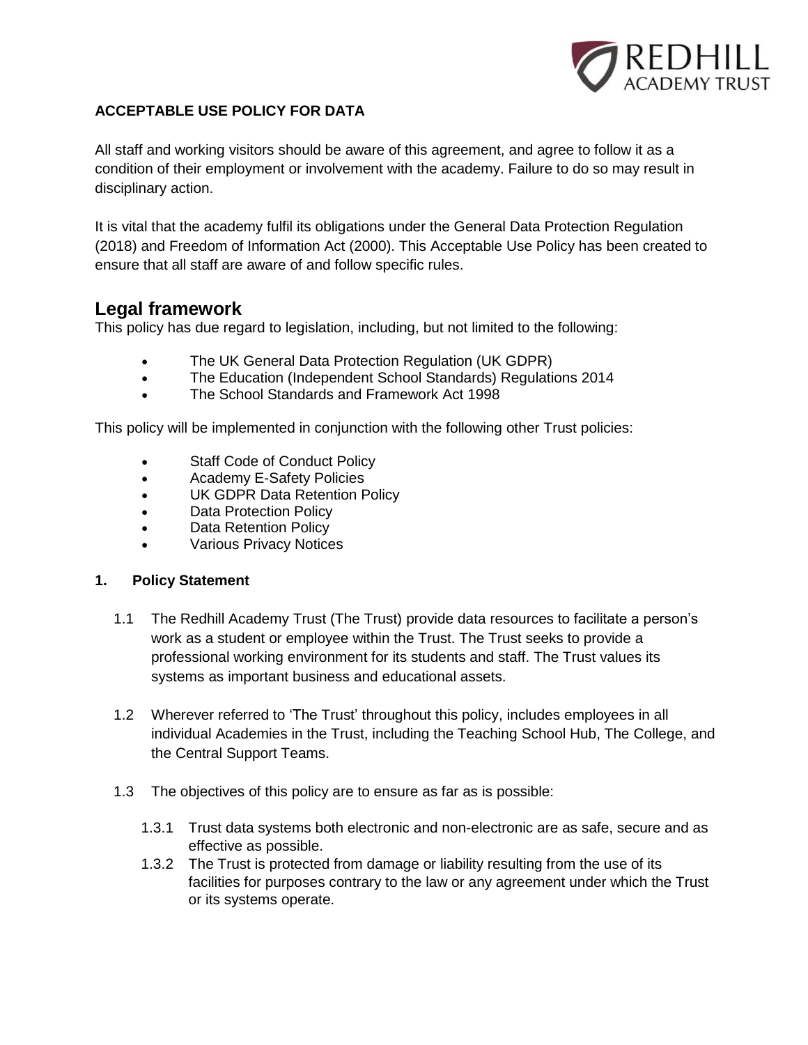**ACCEPTABLE USE POLICY FOR DATA**

All staff and working visitors should be aware of this agreement, and agree to follow it as a condition of their employment or involvement with the academy. Failure to do so may result in disciplinary action.

It is vital that the academy fulfil its obligations under the General Data Protection Regulation (2018) and Freedom of Information Act (2000). This Acceptable Use Policy has been created to ensure that all staff are aware of and follow specific rules.

## Legal framework

This policy has due regard to legislation, including, but not limited to the following:

- The UK General Data Protection Regulation (UK GDPR)
- The Education (Independent School Standards) Regulations 2014
- The School Standards and Framework Act 1998

This policy will be implemented in conjunction with the following other Trust policies:

- Staff Code of Conduct Policy
- Academy E-Safety Policies
- UK GDPR Data Retention Policy
- Data Protection Policy
- Data Retention Policy
- Various Privacy Notices

### 1. Policy Statement

1.1 The Redhill Academy Trust (The Trust) provide data resources to facilitate a person's work as a student or employee within the Trust. The Trust seeks to provide a professional working environment for its students and staff. The Trust values its systems as important business and educational assets.

1.2 Wherever referred to 'The Trust' throughout this policy, includes employees in all individual Academies in the Trust, including the Teaching School Hub, The College, and the Central Support Teams.

1.3 The objectives of this policy are to ensure as far as is possible:

1.3.1 Trust data systems both electronic and non-electronic are as safe, secure and as effective as possible.

1.3.2 The Trust is protected from damage or liability resulting from the use of its facilities for purposes contrary to the law or any agreement under which the Trust or its systems operate.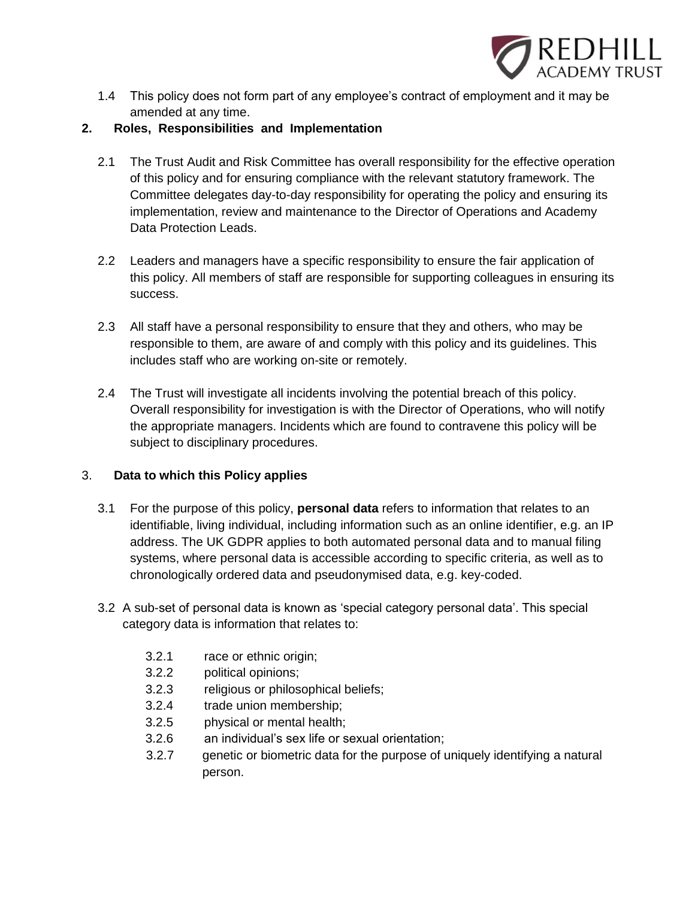1.4 This policy does not form part of any employee's contract of employment and it may be amended at any time.

## 2. Roles, Responsibilities and Implementation

2.1 The Trust Audit and Risk Committee has overall responsibility for the effective operation of this policy and for ensuring compliance with the relevant statutory framework. The Committee delegates day-to-day responsibility for operating the policy and ensuring its implementation, review and maintenance to the Director of Operations and Academy Data Protection Leads.

2.2 Leaders and managers have a specific responsibility to ensure the fair application of this policy. All members of staff are responsible for supporting colleagues in ensuring its success.

2.3 All staff have a personal responsibility to ensure that they and others, who may be responsible to them, are aware of and comply with this policy and its guidelines. This includes staff who are working on-site or remotely.

2.4 The Trust will investigate all incidents involving the potential breach of this policy. Overall responsibility for investigation is with the Director of Operations, who will notify the appropriate managers. Incidents which are found to contravene this policy will be subject to disciplinary procedures.

## 3. Data to which this Policy applies

3.1 For the purpose of this policy, **personal data** refers to information that relates to an identifiable, living individual, including information such as an online identifier, e.g. an IP address. The UK GDPR applies to both automated personal data and to manual filing systems, where personal data is accessible according to specific criteria, as well as to chronologically ordered data and pseudonymised data, e.g. key-coded.

3.2 A sub-set of personal data is known as 'special category personal data'. This special category data is information that relates to:

- 3.2.1 race or ethnic origin;
- 3.2.2 political opinions;
- 3.2.3 religious or philosophical beliefs;
- 3.2.4 trade union membership;
- 3.2.5 physical or mental health;
- 3.2.6 an individual's sex life or sexual orientation;
- 3.2.7 genetic or biometric data for the purpose of uniquely identifying a natural person.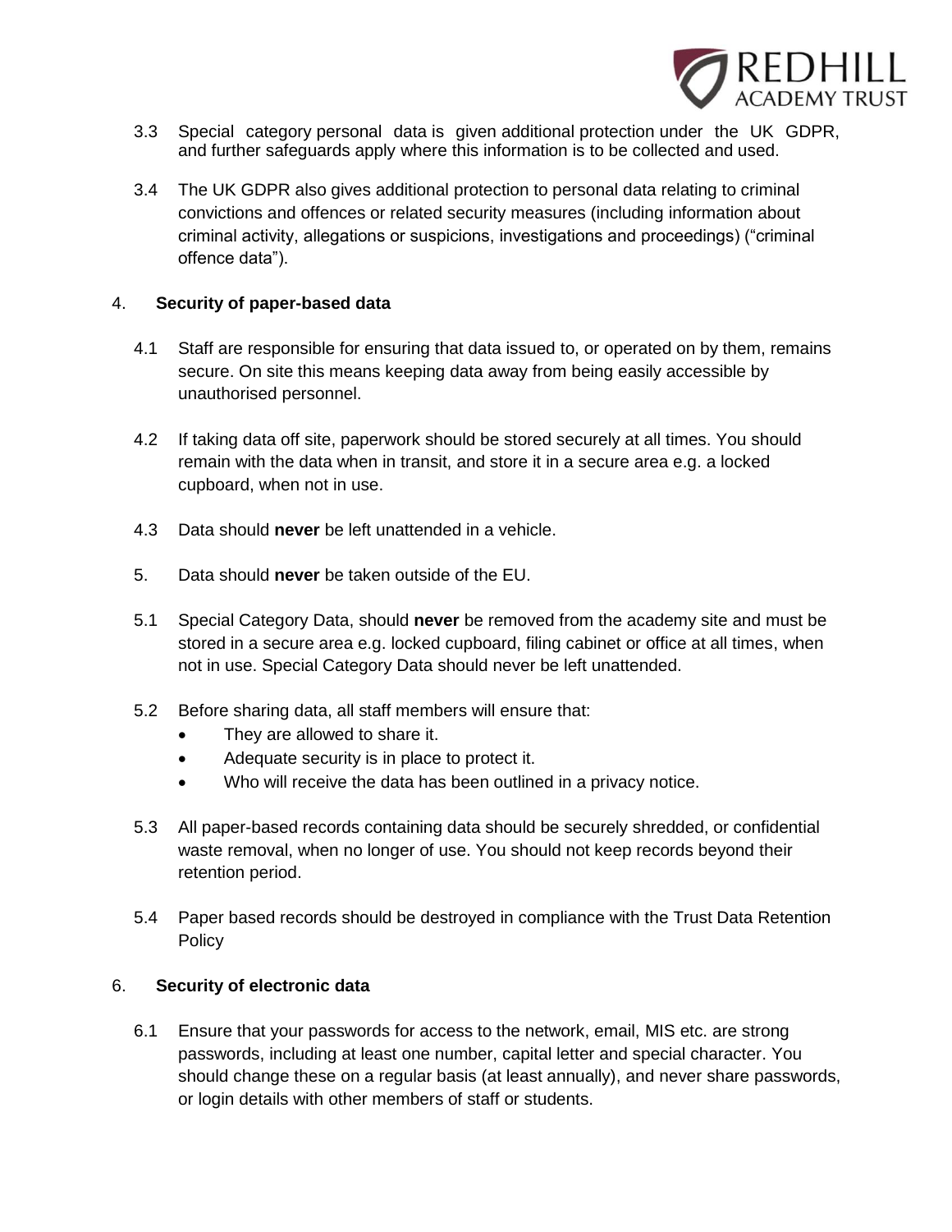3.3 Special category personal data is given additional protection under the UK GDPR, and further safeguards apply where this information is to be collected and used.

3.4 The UK GDPR also gives additional protection to personal data relating to criminal convictions and offences or related security measures (including information about criminal activity, allegations or suspicions, investigations and proceedings) ("criminal offence data").

## 4. Security of paper-based data

4.1 Staff are responsible for ensuring that data issued to, or operated on by them, remains secure. On site this means keeping data away from being easily accessible by unauthorised personnel.

4.2 If taking data off site, paperwork should be stored securely at all times. You should remain with the data when in transit, and store it in a secure area e.g. a locked cupboard, when not in use.

4.3 Data should **never** be left unattended in a vehicle.

5. Data should **never** be taken outside of the EU.

5.1 Special Category Data, should **never** be removed from the academy site and must be stored in a secure area e.g. locked cupboard, filing cabinet or office at all times, when not in use. Special Category Data should never be left unattended.

5.2 Before sharing data, all staff members will ensure that:

- They are allowed to share it.
- Adequate security is in place to protect it.
- Who will receive the data has been outlined in a privacy notice.

5.3 All paper-based records containing data should be securely shredded, or confidential waste removal, when no longer of use. You should not keep records beyond their retention period.

5.4 Paper based records should be destroyed in compliance with the Trust Data Retention Policy

## 6. Security of electronic data

6.1 Ensure that your passwords for access to the network, email, MIS etc. are strong passwords, including at least one number, capital letter and special character. You should change these on a regular basis (at least annually), and never share passwords, or login details with other members of staff or students.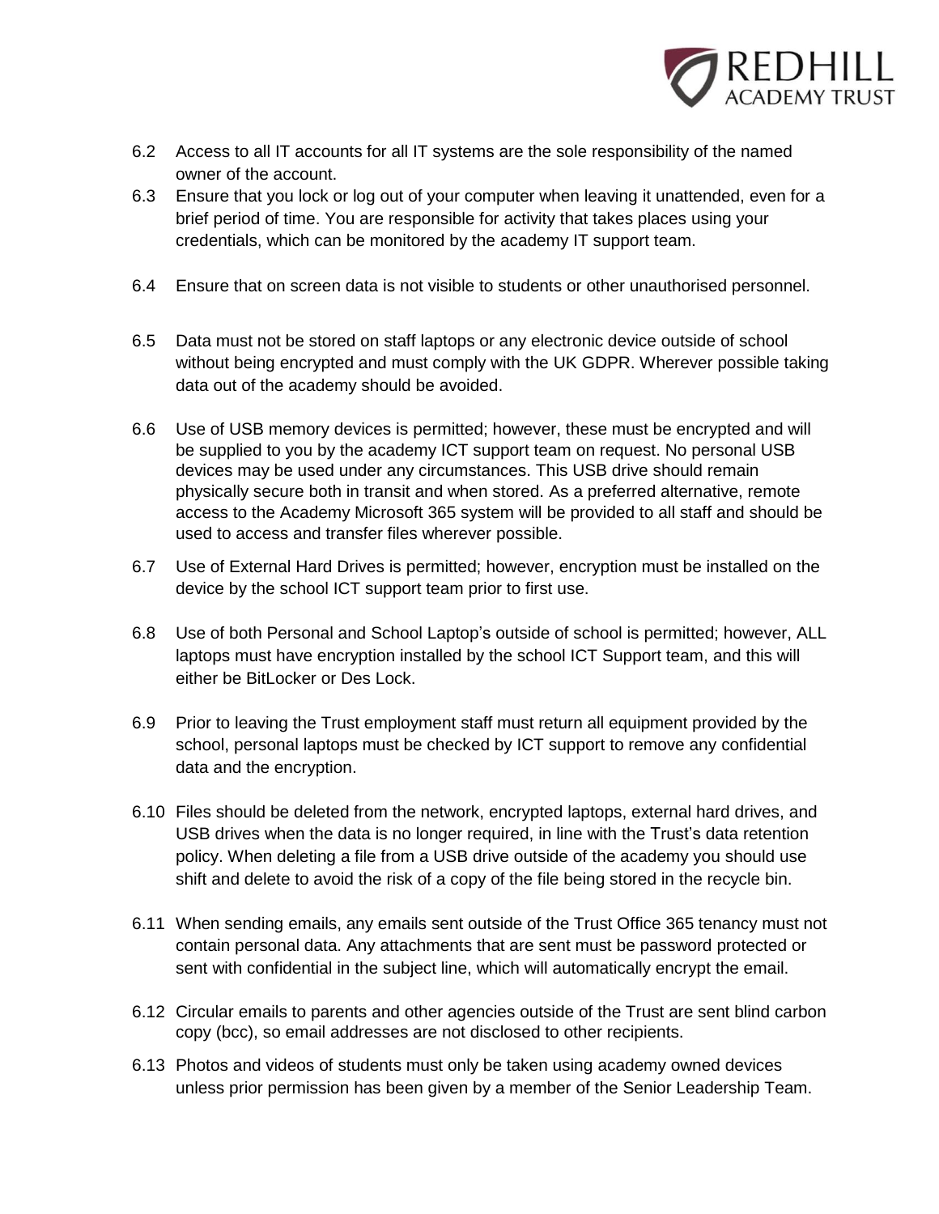6.2 Access to all IT accounts for all IT systems are the sole responsibility of the named owner of the account.

6.3 Ensure that you lock or log out of your computer when leaving it unattended, even for a brief period of time. You are responsible for activity that takes places using your credentials, which can be monitored by the academy IT support team.

6.4 Ensure that on screen data is not visible to students or other unauthorised personnel.

6.5 Data must not be stored on staff laptops or any electronic device outside of school without being encrypted and must comply with the UK GDPR. Wherever possible taking data out of the academy should be avoided.

6.6 Use of USB memory devices is permitted; however, these must be encrypted and will be supplied to you by the academy ICT support team on request. No personal USB devices may be used under any circumstances. This USB drive should remain physically secure both in transit and when stored. As a preferred alternative, remote access to the Academy Microsoft 365 system will be provided to all staff and should be used to access and transfer files wherever possible.

6.7 Use of External Hard Drives is permitted; however, encryption must be installed on the device by the school ICT support team prior to first use.

6.8 Use of both Personal and School Laptop's outside of school is permitted; however, ALL laptops must have encryption installed by the school ICT Support team, and this will either be BitLocker or Des Lock.

6.9 Prior to leaving the Trust employment staff must return all equipment provided by the school, personal laptops must be checked by ICT support to remove any confidential data and the encryption.

6.10 Files should be deleted from the network, encrypted laptops, external hard drives, and USB drives when the data is no longer required, in line with the Trust's data retention policy. When deleting a file from a USB drive outside of the academy you should use shift and delete to avoid the risk of a copy of the file being stored in the recycle bin.

6.11 When sending emails, any emails sent outside of the Trust Office 365 tenancy must not contain personal data. Any attachments that are sent must be password protected or sent with confidential in the subject line, which will automatically encrypt the email.

6.12 Circular emails to parents and other agencies outside of the Trust are sent blind carbon copy (bcc), so email addresses are not disclosed to other recipients.

6.13 Photos and videos of students must only be taken using academy owned devices unless prior permission has been given by a member of the Senior Leadership Team.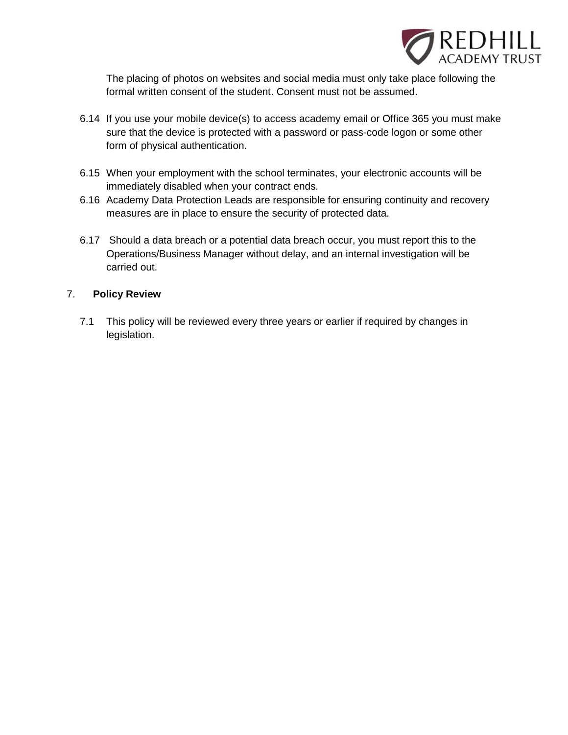The placing of photos on websites and social media must only take place following the formal written consent of the student. Consent must not be assumed.

6.14 If you use your mobile device(s) to access academy email or Office 365 you must make sure that the device is protected with a password or pass-code logon or some other form of physical authentication.

6.15 When your employment with the school terminates, your electronic accounts will be immediately disabled when your contract ends.

6.16 Academy Data Protection Leads are responsible for ensuring continuity and recovery measures are in place to ensure the security of protected data.

6.17 Should a data breach or a potential data breach occur, you must report this to the Operations/Business Manager without delay, and an internal investigation will be carried out.

## 7. **Policy Review**

7.1 This policy will be reviewed every three years or earlier if required by changes in legislation.